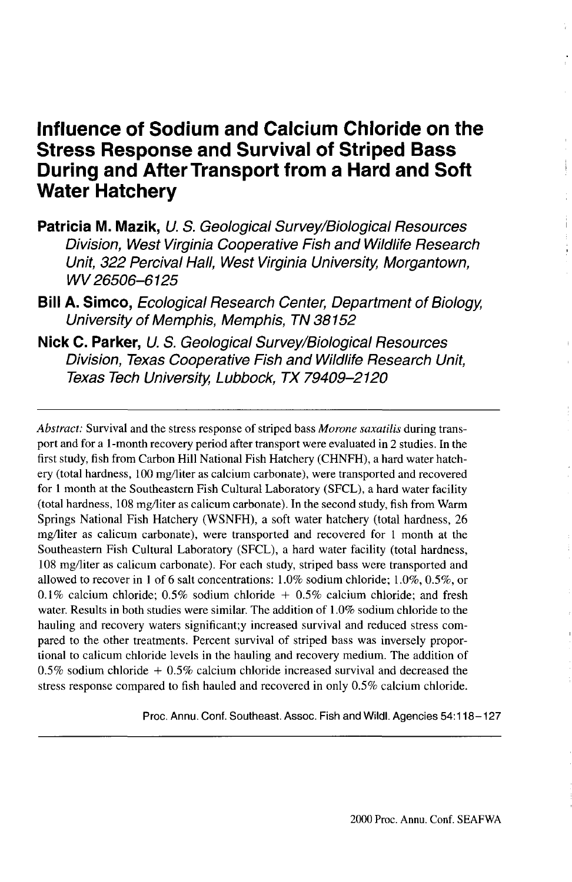# Influence of Sodium and Calcium Chloride on the Stress Response and Survival of Striped Bass During and After Transport from a Hard and Soft Water Hatchery

**Patricia M. Mazik,** *U. S. Geological Survey/Biological Resources Division, West Virginia Cooperative Fish and Wildlife Research Unit, 322 Percival Hall, West Virginia University, Morgantown, WV 26506–6125*

**Bill A. Simco,** *Ecological Research Center, Department of Biology, University of Memphis, Memphis, TN 38152*

**Nick C. Parker,** *U. S. Geological Survey/Biological Resources Division, Texas Cooperative Fish and Wildlife Research Unit, Texas Tech University, Lubbock, TX 79409–2120*

---

*Abstract:* Survival and the stress response of striped bass *Morone saxatilis* during transport and for a 1-month recovery period after transport were evaluated in 2 studies. In the first study, fish from Carbon Hill National Fish Hatchery (CHNFH), a hard water hatchery (total hardness, 100 mg/liter as calcium carbonate), were transported and recovered for 1 month at the Southeastern Fish Cultural Laboratory (SFCL), a hard water facility (total hardness, 108 mg/liter as calicum carbonate). In the second study, fish from Warm Springs National Fish Hatchery (WSNFH), a soft water hatchery (total hardness, 26 mg/liter as calicum carbonate), were transported and recovered for 1 month at the Southeastern Fish Cultural Laboratory (SFCL), a hard water facility (total hardness, 108 mg/liter as calicum carbonate). For each study, striped bass were transported and allowed to recover in 1 of 6 salt concentrations: 1.0% sodium chloride; 1.0%, 0.5%, or 0.1% calcium chloride; 0.5% sodium chloride + 0.5% calcium chloride; and fresh water. Results in both studies were similar. The addition of 1.0% sodium chloride to the hauling and recovery waters significant;y increased survival and reduced stress compared to the other treatments. Percent survival of striped bass was inversely proportional to calicum chloride levels in the hauling and recovery medium. The addition of 0.5% sodium chloride + 0.5% calcium chloride increased survival and decreased the stress response compared to fish hauled and recovered in only 0.5% calcium chloride.

Proc. Annu. Conf. Southeast. Assoc. Fish and Wildl. Agencies 54:118–127

---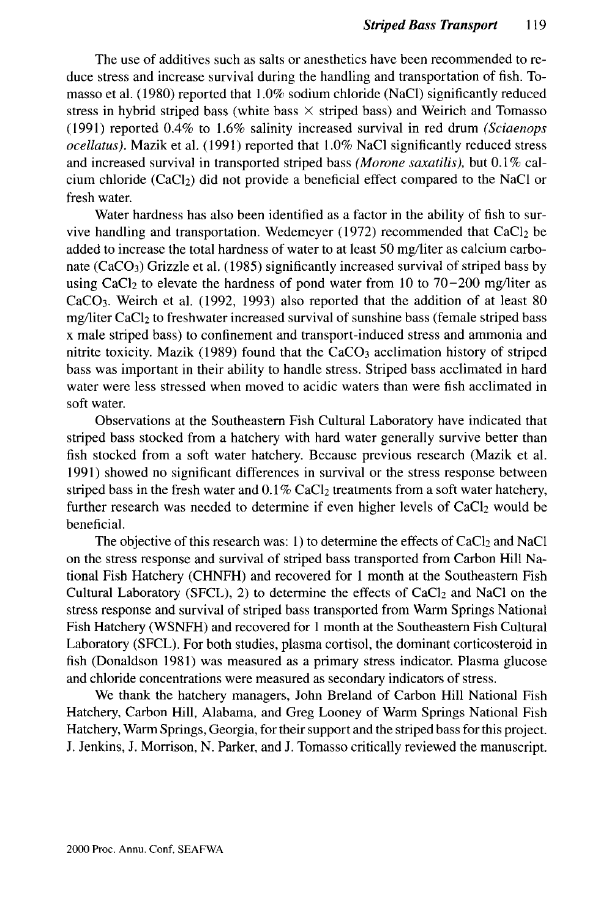The use of additives such as salts or anesthetics have been recommended to reduce stress and increase survival during the handling and transportation of fish. Tomasso et al. (1980) reported that 1.0% sodium chloride (NaCl) significantly reduced stress in hybrid striped bass (white bass × striped bass) and Weirich and Tomasso (1991) reported 0.4% to 1.6% salinity increased survival in red drum *(Sciaenops ocellatus)*. Mazik et al. (1991) reported that 1.0% NaCl significantly reduced stress and increased survival in transported striped bass *(Morone saxatilis)*, but 0.1% calcium chloride ($CaCl_2$) did not provide a beneficial effect compared to the NaCl or fresh water.

Water hardness has also been identified as a factor in the ability of fish to survive handling and transportation. Wedemeyer (1972) recommended that $CaCl_2$ be added to increase the total hardness of water to at least 50 mg/liter as calcium carbonate ($CaCO_3$) Grizzle et al. (1985) significantly increased survival of striped bass by using $CaCl_2$ to elevate the hardness of pond water from 10 to 70–200 mg/liter as $CaCO_3$. Weirch et al. (1992, 1993) also reported that the addition of at least 80 mg/liter $CaCl_2$ to freshwater increased survival of sunshine bass (female striped bass x male striped bass) to confinement and transport-induced stress and ammonia and nitrite toxicity. Mazik (1989) found that the $CaCO_3$ acclimation history of striped bass was important in their ability to handle stress. Striped bass acclimated in hard water were less stressed when moved to acidic waters than were fish acclimated in soft water.

Observations at the Southeastern Fish Cultural Laboratory have indicated that striped bass stocked from a hatchery with hard water generally survive better than fish stocked from a soft water hatchery. Because previous research (Mazik et al. 1991) showed no significant differences in survival or the stress response between striped bass in the fresh water and 0.1% $CaCl_2$ treatments from a soft water hatchery, further research was needed to determine if even higher levels of $CaCl_2$ would be beneficial.

The objective of this research was: 1) to determine the effects of $CaCl_2$ and NaCl on the stress response and survival of striped bass transported from Carbon Hill National Fish Hatchery (CHNFH) and recovered for 1 month at the Southeastern Fish Cultural Laboratory (SFCL), 2) to determine the effects of $CaCl_2$ and NaCl on the stress response and survival of striped bass transported from Warm Springs National Fish Hatchery (WSNFH) and recovered for 1 month at the Southeastern Fish Cultural Laboratory (SFCL). For both studies, plasma cortisol, the dominant corticosteroid in fish (Donaldson 1981) was measured as a primary stress indicator. Plasma glucose and chloride concentrations were measured as secondary indicators of stress.

We thank the hatchery managers, John Breland of Carbon Hill National Fish Hatchery, Carbon Hill, Alabama, and Greg Looney of Warm Springs National Fish Hatchery, Warm Springs, Georgia, for their support and the striped bass for this project. J. Jenkins, J. Morrison, N. Parker, and J. Tomasso critically reviewed the manuscript.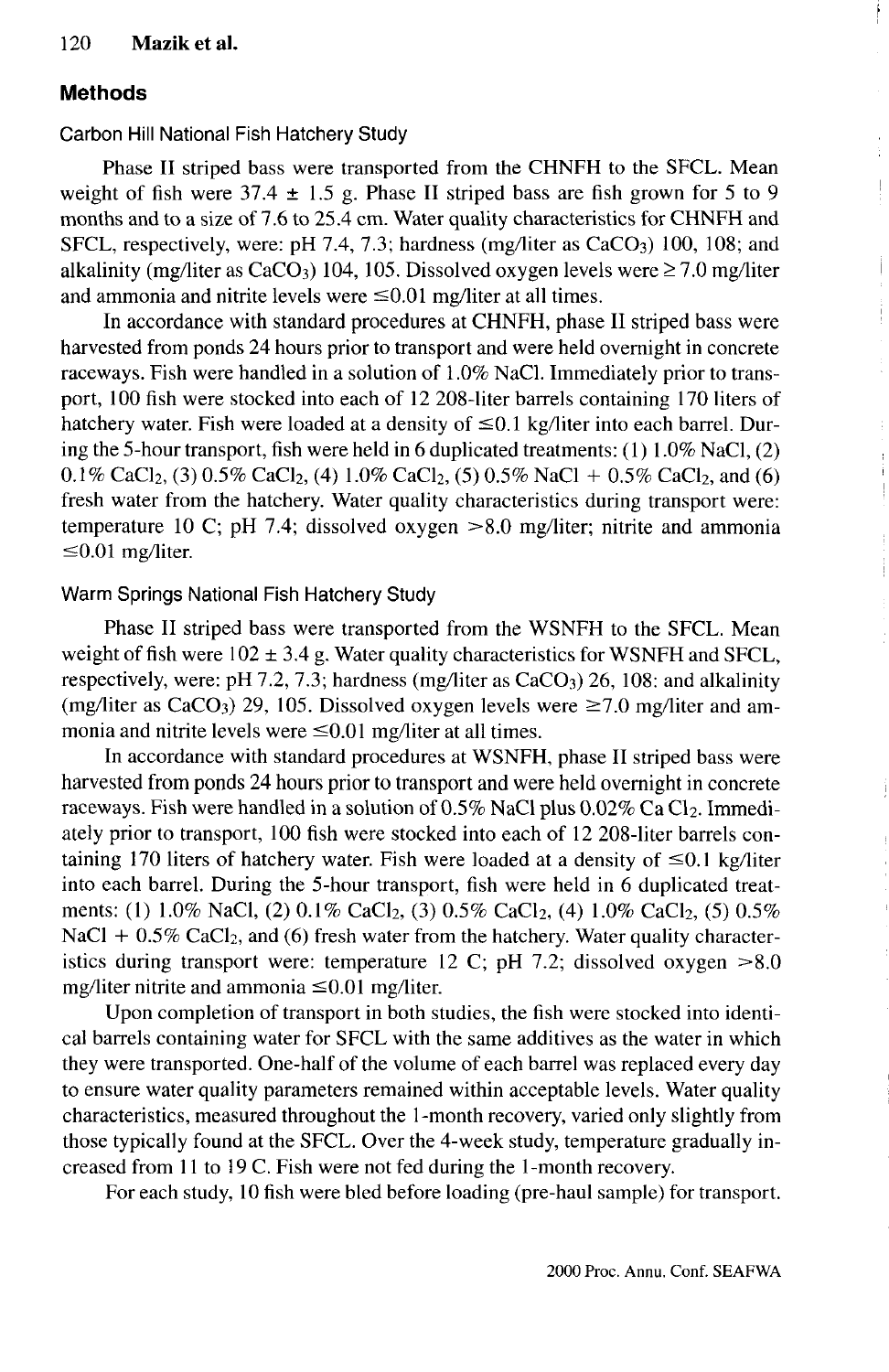## Methods

### Carbon Hill National Fish Hatchery Study

Phase II striped bass were transported from the CHNFH to the SFCL. Mean weight of fish were 37.4 ± 1.5 g. Phase II striped bass are fish grown for 5 to 9 months and to a size of 7.6 to 25.4 cm. Water quality characteristics for CHNFH and SFCL, respectively, were: pH 7.4, 7.3; hardness (mg/liter as $CaCO_3$) 100, 108; and alkalinity (mg/liter as $CaCO_3$) 104, 105. Dissolved oxygen levels were ≥ 7.0 mg/liter and ammonia and nitrite levels were ≤0.01 mg/liter at all times.

In accordance with standard procedures at CHNFH, phase II striped bass were harvested from ponds 24 hours prior to transport and were held overnight in concrete raceways. Fish were handled in a solution of 1.0% NaCl. Immediately prior to transport, 100 fish were stocked into each of 12 208-liter barrels containing 170 liters of hatchery water. Fish were loaded at a density of ≤0.1 kg/liter into each barrel. During the 5-hour transport, fish were held in 6 duplicated treatments: (1) 1.0% NaCl, (2) 0.1% $CaCl_2$, (3) 0.5% $CaCl_2$, (4) 1.0% $CaCl_2$, (5) 0.5% NaCl + 0.5% $CaCl_2$, and (6) fresh water from the hatchery. Water quality characteristics during transport were: temperature 10 C; pH 7.4; dissolved oxygen >8.0 mg/liter; nitrite and ammonia ≤0.01 mg/liter.

### Warm Springs National Fish Hatchery Study

Phase II striped bass were transported from the WSNFH to the SFCL. Mean weight of fish were 102 ± 3.4 g. Water quality characteristics for WSNFH and SFCL, respectively, were: pH 7.2, 7.3; hardness (mg/liter as $CaCO_3$) 26, 108; and alkalinity (mg/liter as $CaCO_3$) 29, 105. Dissolved oxygen levels were ≥7.0 mg/liter and ammonia and nitrite levels were ≤0.01 mg/liter at all times.

In accordance with standard procedures at WSNFH, phase II striped bass were harvested from ponds 24 hours prior to transport and were held overnight in concrete raceways. Fish were handled in a solution of 0.5% NaCl plus 0.02% $CaCl_2$. Immediately prior to transport, 100 fish were stocked into each of 12 208-liter barrels containing 170 liters of hatchery water. Fish were loaded at a density of ≤0.1 kg/liter into each barrel. During the 5-hour transport, fish were held in 6 duplicated treatments: (1) 1.0% NaCl, (2) 0.1% $CaCl_2$, (3) 0.5% $CaCl_2$, (4) 1.0% $CaCl_2$, (5) 0.5% NaCl + 0.5% $CaCl_2$, and (6) fresh water from the hatchery. Water quality characteristics during transport were: temperature 12 C; pH 7.2; dissolved oxygen >8.0 mg/liter nitrite and ammonia ≤0.01 mg/liter.

Upon completion of transport in both studies, the fish were stocked into identical barrels containing water for SFCL with the same additives as the water in which they were transported. One-half of the volume of each barrel was replaced every day to ensure water quality parameters remained within acceptable levels. Water quality characteristics, measured throughout the 1-month recovery, varied only slightly from those typically found at the SFCL. Over the 4-week study, temperature gradually increased from 11 to 19 C. Fish were not fed during the 1-month recovery.

For each study, 10 fish were bled before loading (pre-haul sample) for transport.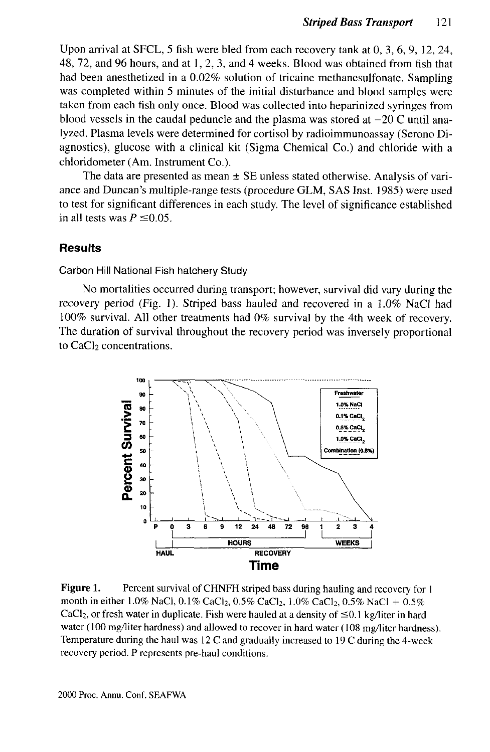Upon arrival at SFCL, 5 fish were bled from each recovery tank at 0, 3, 6, 9, 12, 24, 48, 72, and 96 hours, and at 1, 2, 3, and 4 weeks. Blood was obtained from fish that had been anesthetized in a 0.02% solution of tricaine methanesulfonate. Sampling was completed within 5 minutes of the initial disturbance and blood samples were taken from each fish only once. Blood was collected into heparinized syringes from blood vessels in the caudal peduncle and the plasma was stored at −20 C until analyzed. Plasma levels were determined for cortisol by radioimmunoassay (Serono Diagnostics), glucose with a clinical kit (Sigma Chemical Co.) and chloride with a chloridometer (Am. Instrument Co.).

The data are presented as mean ± SE unless stated otherwise. Analysis of variance and Duncan's multiple-range tests (procedure GLM, SAS Inst. 1985) were used to test for significant differences in each study. The level of significance established in all tests was $P \leq 0.05$.

## Results

### Carbon Hill National Fish hatchery Study

No mortalities occurred during transport; however, survival did vary during the recovery period (Fig. 1). Striped bass hauled and recovered in a 1.0% NaCl had 100% survival. All other treatments had 0% survival by the 4th week of recovery. The duration of survival throughout the recovery period was inversely proportional to $CaCl_2$ concentrations.

**Figure 1.** Percent survival of CHNFH striped bass during hauling and recovery for 1 month in either 1.0% NaCl, 0.1% $CaCl_2$, 0.5% $CaCl_2$, 1.0% $CaCl_2$, 0.5% NaCl + 0.5% $CaCl_2$, or fresh water in duplicate. Fish were hauled at a density of ≤0.1 kg/liter in hard water (100 mg/liter hardness) and allowed to recover in hard water (108 mg/liter hardness). Temperature during the haul was 12 C and gradually increased to 19 C during the 4-week recovery period. P represents pre-haul conditions.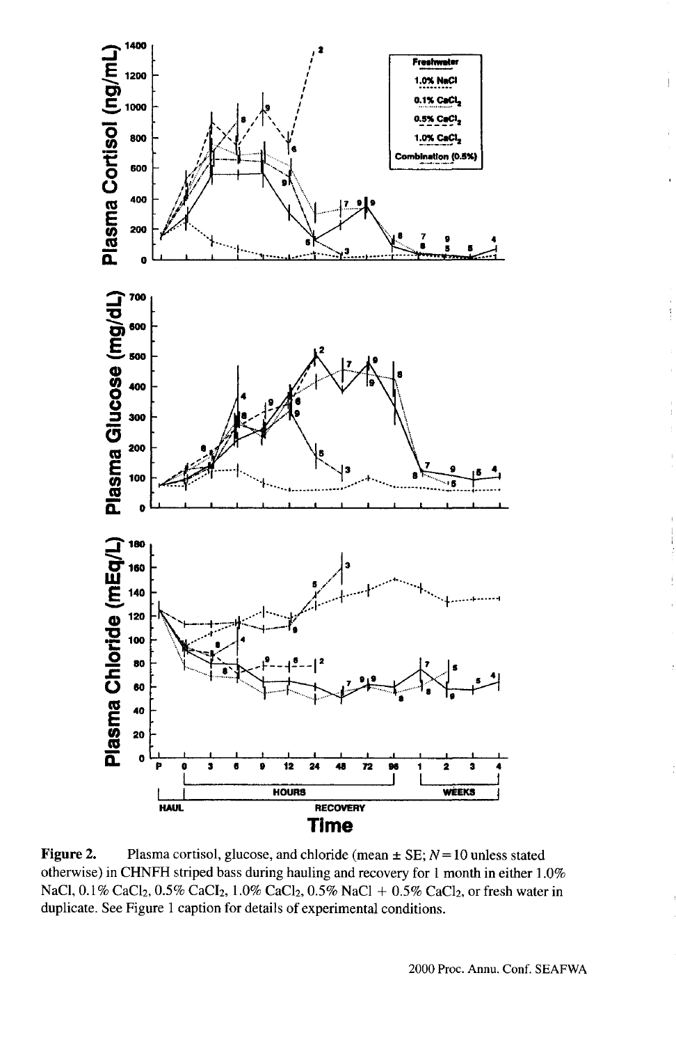Figure 2. Plasma cortisol, glucose, and chloride (mean ± SE; $N = 10$ unless stated otherwise) in CHNFH striped bass during hauling and recovery for 1 month in either 1.0% NaCl, 0.1% $CaCl_2$, 0.5% $CaCl_2$, 1.0% $CaCl_2$, 0.5% NaCl + 0.5% $CaCl_2$, or fresh water in duplicate. See Figure 1 caption for details of experimental conditions.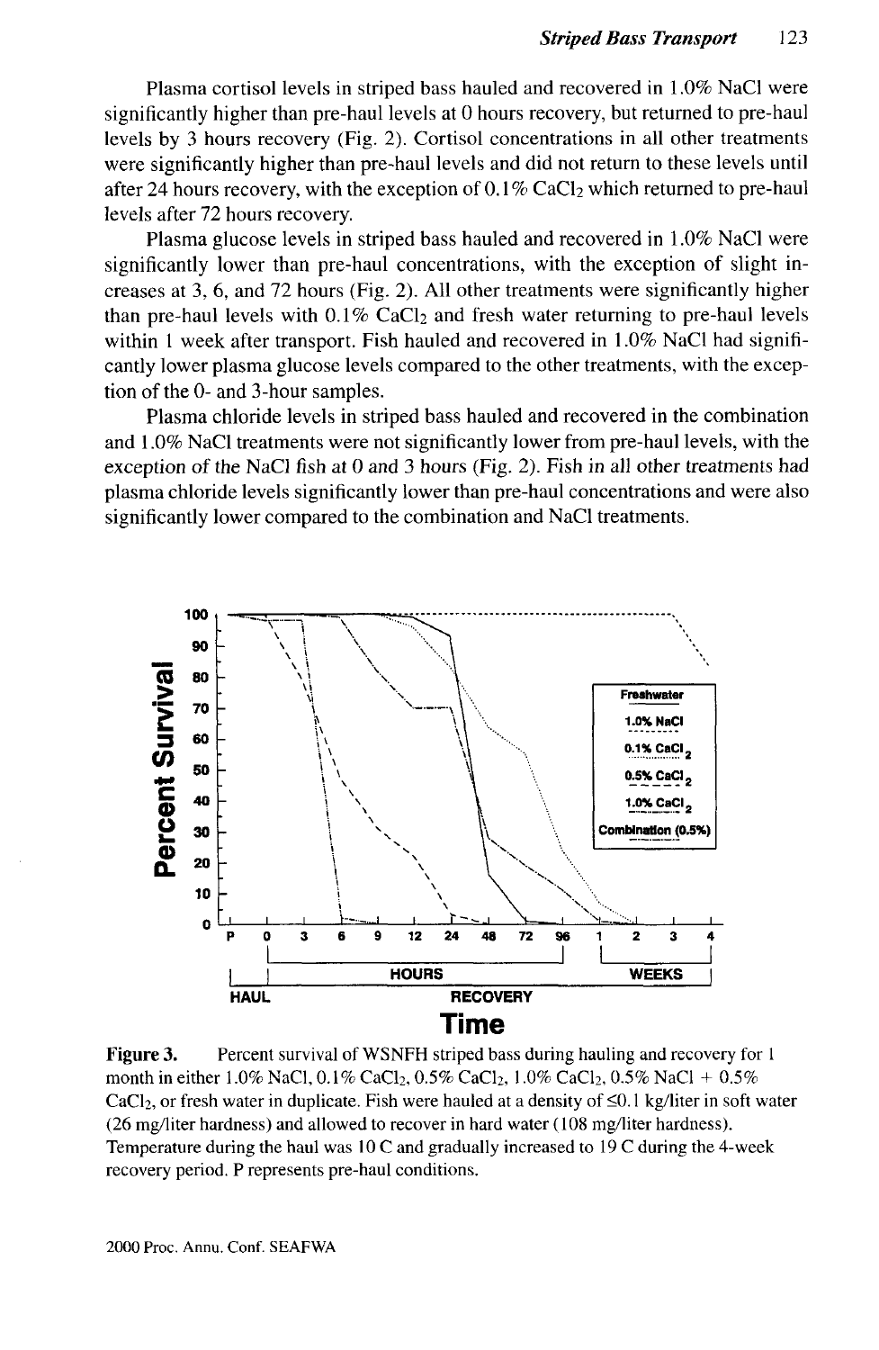Plasma cortisol levels in striped bass hauled and recovered in 1.0% NaCl were significantly higher than pre-haul levels at 0 hours recovery, but returned to pre-haul levels by 3 hours recovery (Fig. 2). Cortisol concentrations in all other treatments were significantly higher than pre-haul levels and did not return to these levels until after 24 hours recovery, with the exception of 0.1% $CaCl_2$ which returned to pre-haul levels after 72 hours recovery.

Plasma glucose levels in striped bass hauled and recovered in 1.0% NaCl were significantly lower than pre-haul concentrations, with the exception of slight increases at 3, 6, and 72 hours (Fig. 2). All other treatments were significantly higher than pre-haul levels with 0.1% $CaCl_2$ and fresh water returning to pre-haul levels within 1 week after transport. Fish hauled and recovered in 1.0% NaCl had significantly lower plasma glucose levels compared to the other treatments, with the exception of the 0- and 3-hour samples.

Plasma chloride levels in striped bass hauled and recovered in the combination and 1.0% NaCl treatments were not significantly lower from pre-haul levels, with the exception of the NaCl fish at 0 and 3 hours (Fig. 2). Fish in all other treatments had plasma chloride levels significantly lower than pre-haul concentrations and were also significantly lower compared to the combination and NaCl treatments.

**Figure 3.** Percent survival of WSNFH striped bass during hauling and recovery for 1 month in either 1.0% NaCl, 0.1% $CaCl_2$, 0.5% $CaCl_2$, 1.0% $CaCl_2$, 0.5% NaCl + 0.5% $CaCl_2$, or fresh water in duplicate. Fish were hauled at a density of ≤0.1 kg/liter in soft water (26 mg/liter hardness) and allowed to recover in hard water (108 mg/liter hardness). Temperature during the haul was 10 C and gradually increased to 19 C during the 4-week recovery period. P represents pre-haul conditions.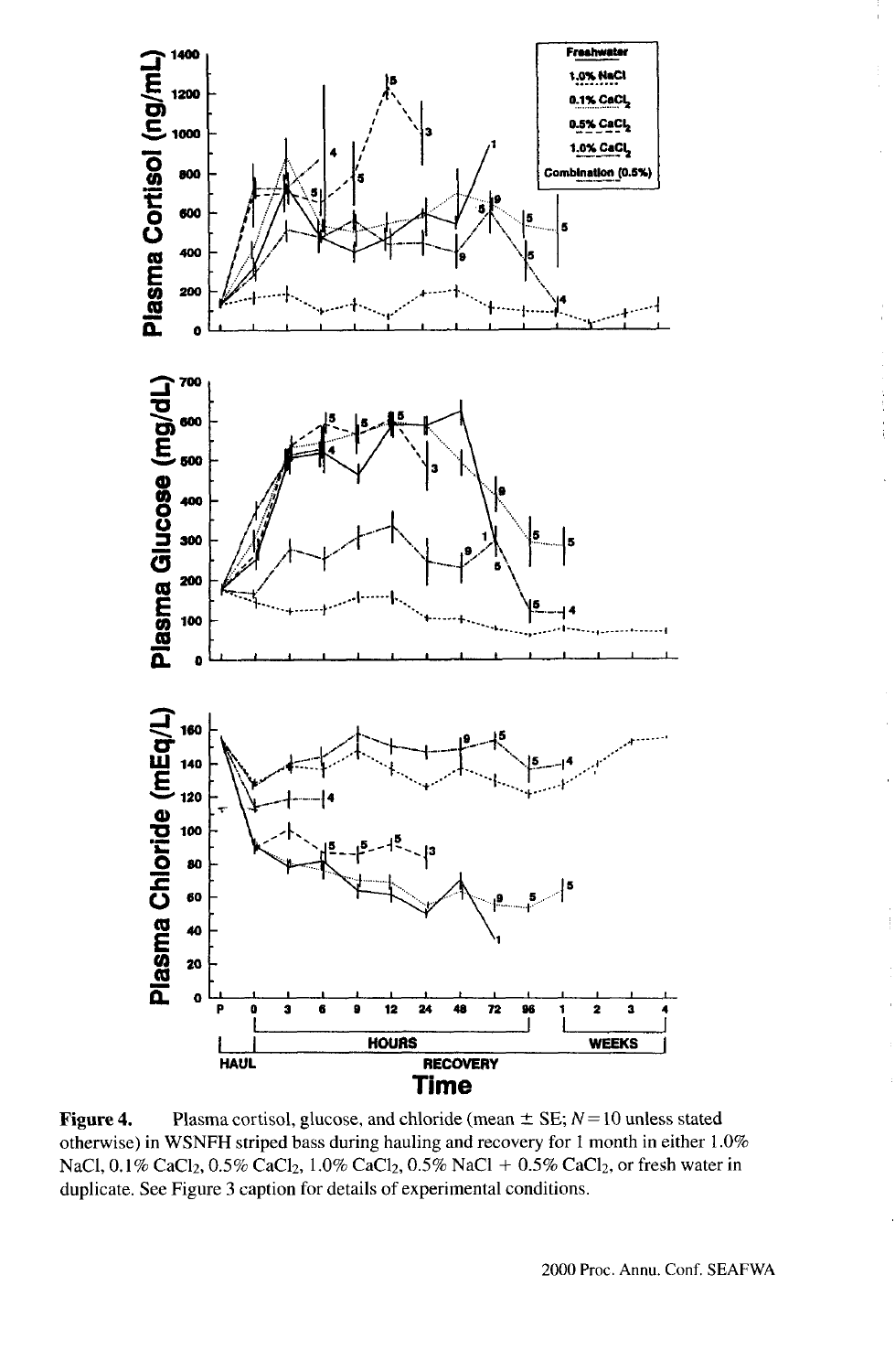Figure 4. Plasma cortisol, glucose, and chloride (mean ± SE; $N = 10$ unless stated otherwise) in WSNFH striped bass during hauling and recovery for 1 month in either 1.0% NaCl, 0.1% $CaCl_2$, 0.5% $CaCl_2$, 1.0% $CaCl_2$, 0.5% NaCl + 0.5% $CaCl_2$, or fresh water in duplicate. See Figure 3 caption for details of experimental conditions.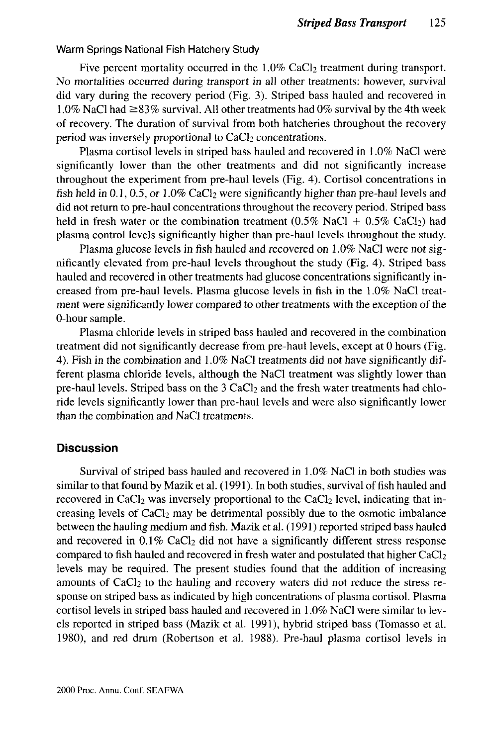Warm Springs National Fish Hatchery Study

Five percent mortality occurred in the 1.0% $CaCl_2$ treatment during transport. No mortalities occurred during transport in all other treatments: however, survival did vary during the recovery period (Fig. 3). Striped bass hauled and recovered in 1.0% NaCl had ≥83% survival. All other treatments had 0% survival by the 4th week of recovery. The duration of survival from both hatcheries throughout the recovery period was inversely proportional to $CaCl_2$ concentrations.

Plasma cortisol levels in striped bass hauled and recovered in 1.0% NaCl were significantly lower than the other treatments and did not significantly increase throughout the experiment from pre-haul levels (Fig. 4). Cortisol concentrations in fish held in 0.1, 0.5, or 1.0% $CaCl_2$ were significantly higher than pre-haul levels and did not return to pre-haul concentrations throughout the recovery period. Striped bass held in fresh water or the combination treatment (0.5% NaCl + 0.5% $CaCl_2$) had plasma control levels significantly higher than pre-haul levels throughout the study.

Plasma glucose levels in fish hauled and recovered on 1.0% NaCl were not significantly elevated from pre-haul levels throughout the study (Fig. 4). Striped bass hauled and recovered in other treatments had glucose concentrations significantly increased from pre-haul levels. Plasma glucose levels in fish in the 1.0% NaCl treatment were significantly lower compared to other treatments with the exception of the 0-hour sample.

Plasma chloride levels in striped bass hauled and recovered in the combination treatment did not significantly decrease from pre-haul levels, except at 0 hours (Fig. 4). Fish in the combination and 1.0% NaCl treatments did not have significantly different plasma chloride levels, although the NaCl treatment was slightly lower than pre-haul levels. Striped bass on the 3 $CaCl_2$ and the fresh water treatments had chloride levels significantly lower than pre-haul levels and were also significantly lower than the combination and NaCl treatments.

## Discussion

Survival of striped bass hauled and recovered in 1.0% NaCl in both studies was similar to that found by Mazik et al. (1991). In both studies, survival of fish hauled and recovered in $CaCl_2$ was inversely proportional to the $CaCl_2$ level, indicating that increasing levels of $CaCl_2$ may be detrimental possibly due to the osmotic imbalance between the hauling medium and fish. Mazik et al. (1991) reported striped bass hauled and recovered in 0.1% $CaCl_2$ did not have a significantly different stress response compared to fish hauled and recovered in fresh water and postulated that higher $CaCl_2$ levels may be required. The present studies found that the addition of increasing amounts of $CaCl_2$ to the hauling and recovery waters did not reduce the stress response on striped bass as indicated by high concentrations of plasma cortisol. Plasma cortisol levels in striped bass hauled and recovered in 1.0% NaCl were similar to levels reported in striped bass (Mazik et al. 1991), hybrid striped bass (Tomasso et al. 1980), and red drum (Robertson et al. 1988). Pre-haul plasma cortisol levels in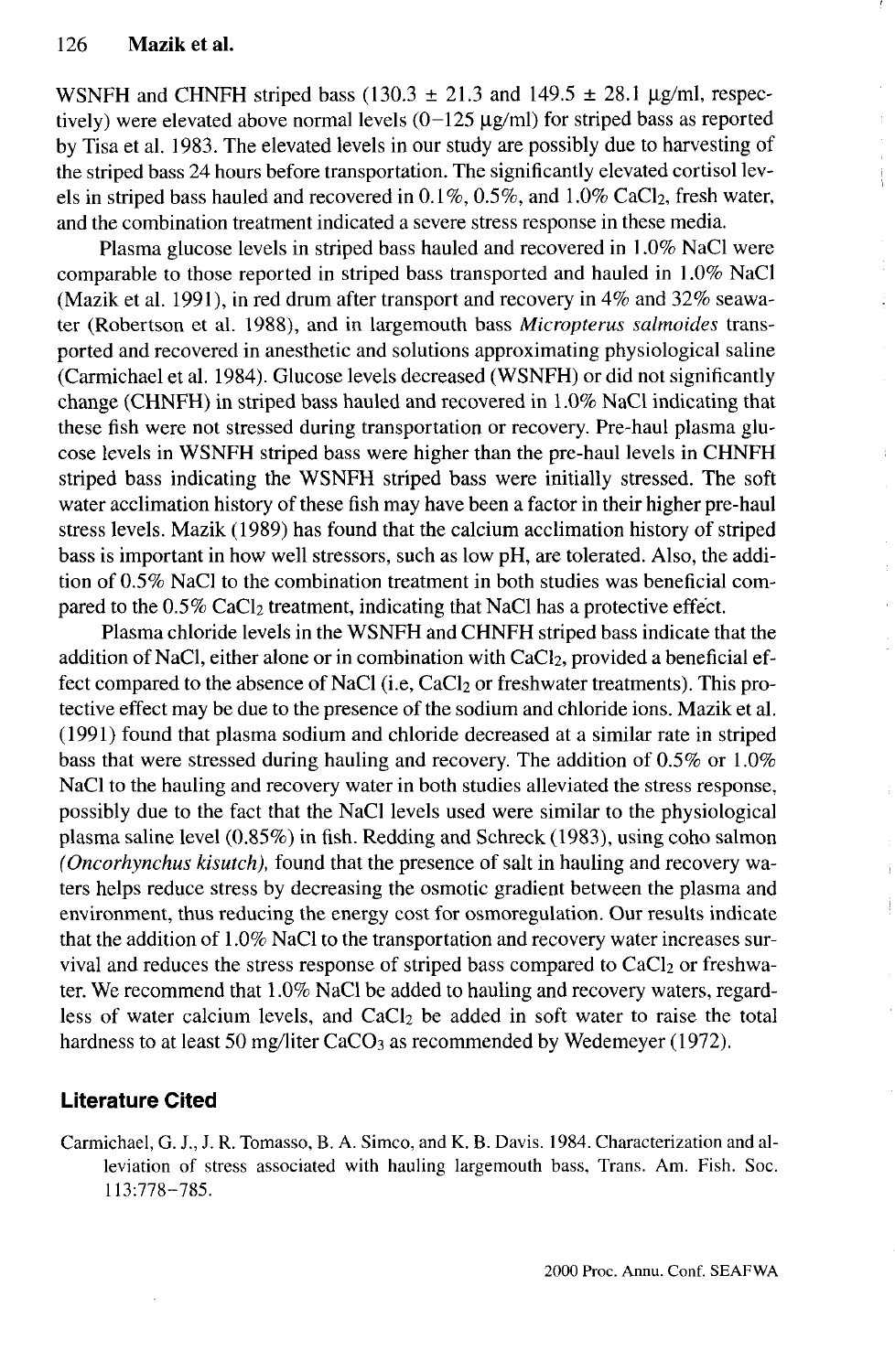WSNFH and CHNFH striped bass (130.3 ± 21.3 and 149.5 ± 28.1 µg/ml, respectively) were elevated above normal levels (0–125 µg/ml) for striped bass as reported by Tisa et al. 1983. The elevated levels in our study are possibly due to harvesting of the striped bass 24 hours before transportation. The significantly elevated cortisol levels in striped bass hauled and recovered in 0.1%, 0.5%, and 1.0% $CaCl_2$, fresh water, and the combination treatment indicated a severe stress response in these media.

Plasma glucose levels in striped bass hauled and recovered in 1.0% NaCl were comparable to those reported in striped bass transported and hauled in 1.0% NaCl (Mazik et al. 1991), in red drum after transport and recovery in 4% and 32% seawater (Robertson et al. 1988), and in largemouth bass *Micropterus salmoides* transported and recovered in anesthetic and solutions approximating physiological saline (Carmichael et al. 1984). Glucose levels decreased (WSNFH) or did not significantly change (CHNFH) in striped bass hauled and recovered in 1.0% NaCl indicating that these fish were not stressed during transportation or recovery. Pre-haul plasma glucose levels in WSNFH striped bass were higher than the pre-haul levels in CHNFH striped bass indicating the WSNFH striped bass were initially stressed. The soft water acclimation history of these fish may have been a factor in their higher pre-haul stress levels. Mazik (1989) has found that the calcium acclimation history of striped bass is important in how well stressors, such as low pH, are tolerated. Also, the addition of 0.5% NaCl to the combination treatment in both studies was beneficial compared to the 0.5% $CaCl_2$ treatment, indicating that NaCl has a protective effect.

Plasma chloride levels in the WSNFH and CHNFH striped bass indicate that the addition of NaCl, either alone or in combination with $CaCl_2$, provided a beneficial effect compared to the absence of NaCl (i.e, $CaCl_2$ or freshwater treatments). This protective effect may be due to the presence of the sodium and chloride ions. Mazik et al. (1991) found that plasma sodium and chloride decreased at a similar rate in striped bass that were stressed during hauling and recovery. The addition of 0.5% or 1.0% NaCl to the hauling and recovery water in both studies alleviated the stress response, possibly due to the fact that the NaCl levels used were similar to the physiological plasma saline level (0.85%) in fish. Redding and Schreck (1983), using coho salmon (*Oncorhynchus kisutch*), found that the presence of salt in hauling and recovery waters helps reduce stress by decreasing the osmotic gradient between the plasma and environment, thus reducing the energy cost for osmoregulation. Our results indicate that the addition of 1.0% NaCl to the transportation and recovery water increases survival and reduces the stress response of striped bass compared to $CaCl_2$ or freshwater. We recommend that 1.0% NaCl be added to hauling and recovery waters, regardless of water calcium levels, and $CaCl_2$ be added in soft water to raise the total hardness to at least 50 mg/liter $CaCO_3$ as recommended by Wedemeyer (1972).

## Literature Cited

Carmichael, G. J., J. R. Tomasso, B. A. Simco, and K. B. Davis. 1984. Characterization and alleviation of stress associated with hauling largemouth bass. Trans. Am. Fish. Soc. 113:778–785.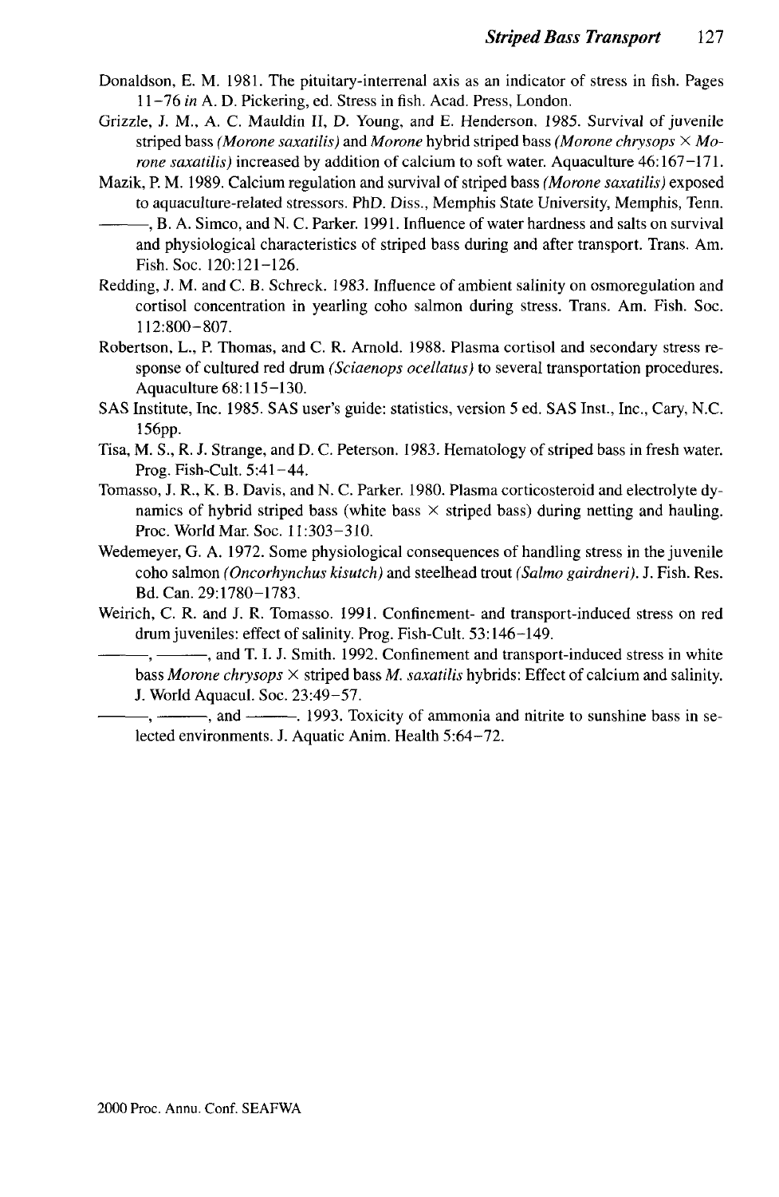Donaldson, E. M. 1981. The pituitary-interrenal axis as an indicator of stress in fish. Pages 11–76 *in* A. D. Pickering, ed. Stress in fish. Acad. Press, London.

Grizzle, J. M., A. C. Mauldin II, D. Young, and E. Henderson. 1985. Survival of juvenile striped bass *(Morone saxatilis)* and *Morone* hybrid striped bass *(Morone chrysops × Morone saxatilis)* increased by addition of calcium to soft water. Aquaculture 46:167–171.

Mazik, P. M. 1989. Calcium regulation and survival of striped bass *(Morone saxatilis)* exposed to aquaculture-related stressors. PhD. Diss., Memphis State University, Memphis, Tenn.

———, B. A. Simco, and N. C. Parker. 1991. Influence of water hardness and salts on survival and physiological characteristics of striped bass during and after transport. Trans. Am. Fish. Soc. 120:121–126.

Redding, J. M. and C. B. Schreck. 1983. Influence of ambient salinity on osmoregulation and cortisol concentration in yearling coho salmon during stress. Trans. Am. Fish. Soc. 112:800–807.

Robertson, L., P. Thomas, and C. R. Arnold. 1988. Plasma cortisol and secondary stress response of cultured red drum *(Sciaenops ocellatus)* to several transportation procedures. Aquaculture 68:115–130.

SAS Institute, Inc. 1985. SAS user's guide: statistics, version 5 ed. SAS Inst., Inc., Cary, N.C. 156pp.

Tisa, M. S., R. J. Strange, and D. C. Peterson. 1983. Hematology of striped bass in fresh water. Prog. Fish-Cult. 5:41–44.

Tomasso, J. R., K. B. Davis, and N. C. Parker. 1980. Plasma corticosteroid and electrolyte dynamics of hybrid striped bass (white bass × striped bass) during netting and hauling. Proc. World Mar. Soc. 11:303–310.

Wedemeyer, G. A. 1972. Some physiological consequences of handling stress in the juvenile coho salmon *(Oncorhynchus kisutch)* and steelhead trout *(Salmo gairdneri)*. J. Fish. Res. Bd. Can. 29:1780–1783.

Weirich, C. R. and J. R. Tomasso. 1991. Confinement- and transport-induced stress on red drum juveniles: effect of salinity. Prog. Fish-Cult. 53:146–149.

———, ———, and T. I. J. Smith. 1992. Confinement and transport-induced stress in white bass *Morone chrysops* × striped bass *M. saxatilis* hybrids: Effect of calcium and salinity. J. World Aquacul. Soc. 23:49–57.

———, ———, and ———. 1993. Toxicity of ammonia and nitrite to sunshine bass in selected environments. J. Aquatic Anim. Health 5:64–72.